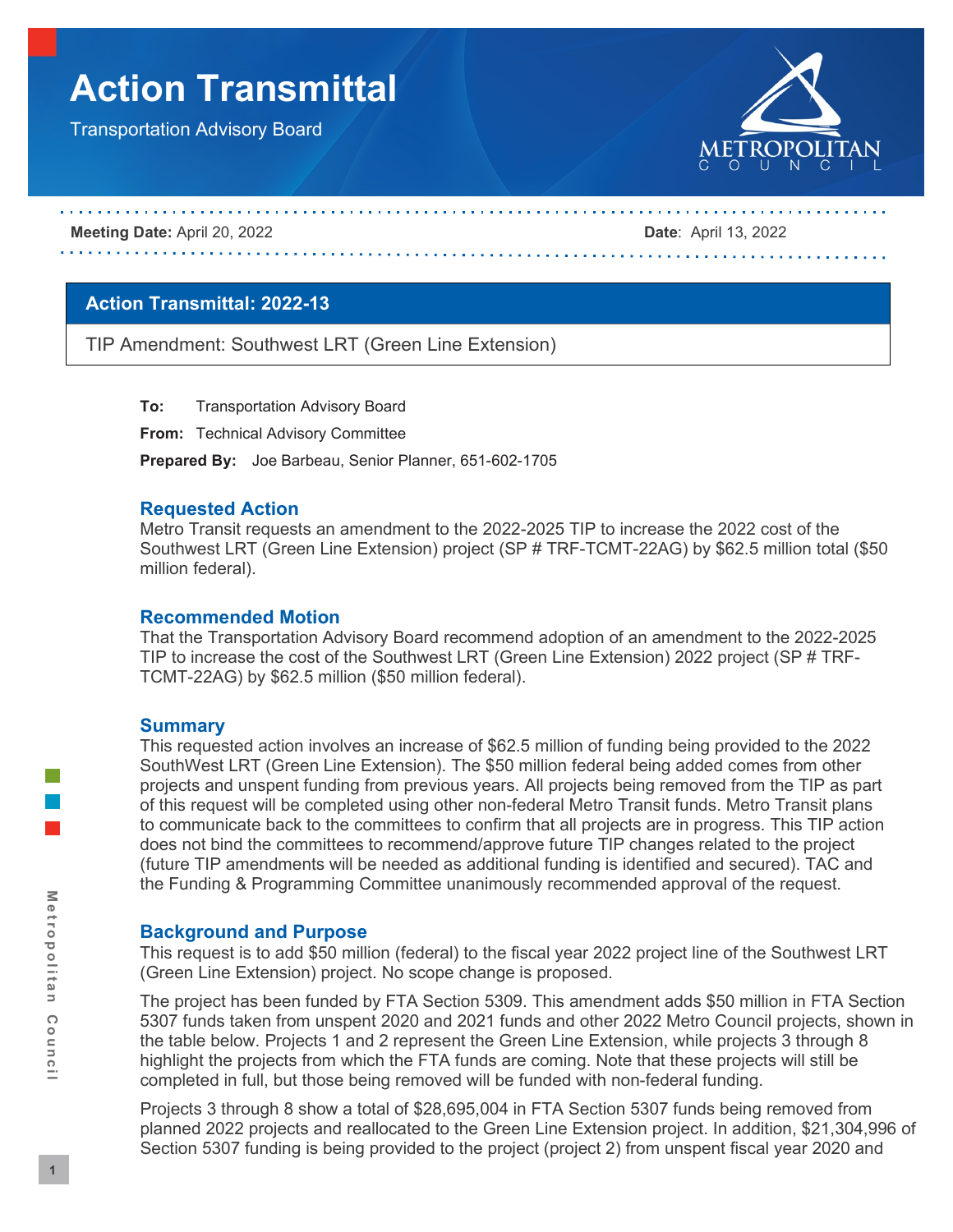# Action Transmittal

Transportation Advisory Board

**Meeting Date:** April 20, 2022 **Date**: April 13, 2022

## Action Transmittal: 2022-13

TIP Amendment: Southwest LRT (Green Line Extension)

**To:** Transportation Advisory Board

**From:** Technical Advisory Committee

**Prepared By:** Joe Barbeau, Senior Planner, 651-602-1705

### Requested Action

Metro Transit requests an amendment to the 2022-2025 TIP to increase the 2022 cost of the Southwest LRT (Green Line Extension) project (SP # TRF-TCMT-22AG) by $62.5 million total ($50 million federal).

### Recommended Motion

That the Transportation Advisory Board recommend adoption of an amendment to the 2022-2025 TIP to increase the cost of the Southwest LRT (Green Line Extension) 2022 project (SP # TRF-TCMT-22AG) by $62.5 million ($50 million federal).

### Summary

This requested action involves an increase of $62.5 million of funding being provided to the 2022 SouthWest LRT (Green Line Extension). The $50 million federal being added comes from other projects and unspent funding from previous years. All projects being removed from the TIP as part of this request will be completed using other non-federal Metro Transit funds. Metro Transit plans to communicate back to the committees to confirm that all projects are in progress. This TIP action does not bind the committees to recommend/approve future TIP changes related to the project (future TIP amendments will be needed as additional funding is identified and secured). TAC and the Funding & Programming Committee unanimously recommended approval of the request.

### Background and Purpose

This request is to add $50 million (federal) to the fiscal year 2022 project line of the Southwest LRT (Green Line Extension) project. No scope change is proposed.

The project has been funded by FTA Section 5309. This amendment adds $50 million in FTA Section 5307 funds taken from unspent 2020 and 2021 funds and other 2022 Metro Council projects, shown in the table below. Projects 1 and 2 represent the Green Line Extension, while projects 3 through 8 highlight the projects from which the FTA funds are coming. Note that these projects will still be completed in full, but those being removed will be funded with non-federal funding.

Projects 3 through 8 show a total of $28,695,004 in FTA Section 5307 funds being removed from planned 2022 projects and reallocated to the Green Line Extension project. In addition, $21,304,996 of Section 5307 funding is being provided to the project (project 2) from unspent fiscal year 2020 and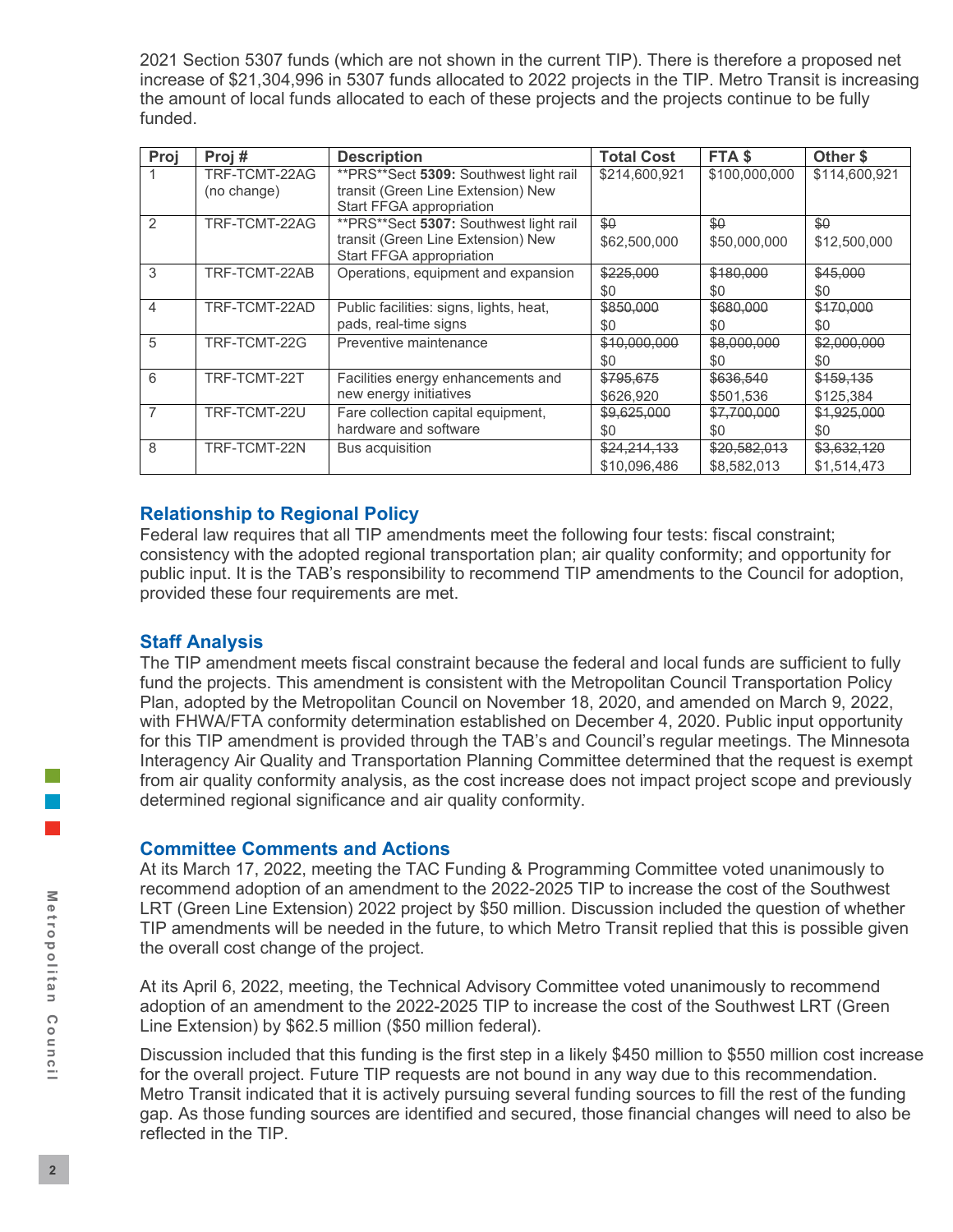2021 Section 5307 funds (which are not shown in the current TIP). There is therefore a proposed net increase of $21,304,996 in 5307 funds allocated to 2022 projects in the TIP. Metro Transit is increasing the amount of local funds allocated to each of these projects and the projects continue to be fully funded.

| Proj | Proj # | Description | Total Cost | FTA $ | Other $ |
|---|---|---|---|---|---|
| 1 | TRF-TCMT-22AG (no change) | **PRS**Sect **5309**: Southwest light rail transit (Green Line Extension) New Start FFGA appropriation | $214,600,921 | $100,000,000 | $114,600,921 |
| 2 | TRF-TCMT-22AG | **PRS**Sect **5307**: Southwest light rail transit (Green Line Extension) New Start FFGA appropriation | ~~$0~~ $62,500,000 | ~~$0~~ $50,000,000 | ~~$0~~ $12,500,000 |
| 3 | TRF-TCMT-22AB | Operations, equipment and expansion | ~~$225,000~~ $0 | ~~$180,000~~ $0 | ~~$45,000~~ $0 |
| 4 | TRF-TCMT-22AD | Public facilities: signs, lights, heat, pads, real-time signs | ~~$850,000~~ $0 | ~~$680,000~~ $0 | ~~$170,000~~ $0 |
| 5 | TRF-TCMT-22G | Preventive maintenance | ~~$10,000,000~~ $0 | ~~$8,000,000~~ $0 | ~~$2,000,000~~ $0 |
| 6 | TRF-TCMT-22T | Facilities energy enhancements and new energy initiatives | ~~$795,675~~ $626,920 | ~~$636,540~~ $501,536 | ~~$159,135~~ $125,384 |
| 7 | TRF-TCMT-22U | Fare collection capital equipment, hardware and software | ~~$9,625,000~~ $0 | ~~$7,700,000~~ $0 | ~~$1,925,000~~ $0 |
| 8 | TRF-TCMT-22N | Bus acquisition | ~~$24,214,133~~ $10,096,486 | ~~$20,582,013~~ $8,582,013 | ~~$3,632,120~~ $1,514,473 |

## Relationship to Regional Policy

Federal law requires that all TIP amendments meet the following four tests: fiscal constraint; consistency with the adopted regional transportation plan; air quality conformity; and opportunity for public input. It is the TAB's responsibility to recommend TIP amendments to the Council for adoption, provided these four requirements are met.

## Staff Analysis

The TIP amendment meets fiscal constraint because the federal and local funds are sufficient to fully fund the projects. This amendment is consistent with the Metropolitan Council Transportation Policy Plan, adopted by the Metropolitan Council on November 18, 2020, and amended on March 9, 2022, with FHWA/FTA conformity determination established on December 4, 2020. Public input opportunity for this TIP amendment is provided through the TAB's and Council's regular meetings. The Minnesota Interagency Air Quality and Transportation Planning Committee determined that the request is exempt from air quality conformity analysis, as the cost increase does not impact project scope and previously determined regional significance and air quality conformity.

## Committee Comments and Actions

At its March 17, 2022, meeting the TAC Funding & Programming Committee voted unanimously to recommend adoption of an amendment to the 2022-2025 TIP to increase the cost of the Southwest LRT (Green Line Extension) 2022 project by $50 million. Discussion included the question of whether TIP amendments will be needed in the future, to which Metro Transit replied that this is possible given the overall cost change of the project.

At its April 6, 2022, meeting, the Technical Advisory Committee voted unanimously to recommend adoption of an amendment to the 2022-2025 TIP to increase the cost of the Southwest LRT (Green Line Extension) by $62.5 million ($50 million federal).

Discussion included that this funding is the first step in a likely $450 million to $550 million cost increase for the overall project. Future TIP requests are not bound in any way due to this recommendation. Metro Transit indicated that it is actively pursuing several funding sources to fill the rest of the funding gap. As those funding sources are identified and secured, those financial changes will need to also be reflected in the TIP.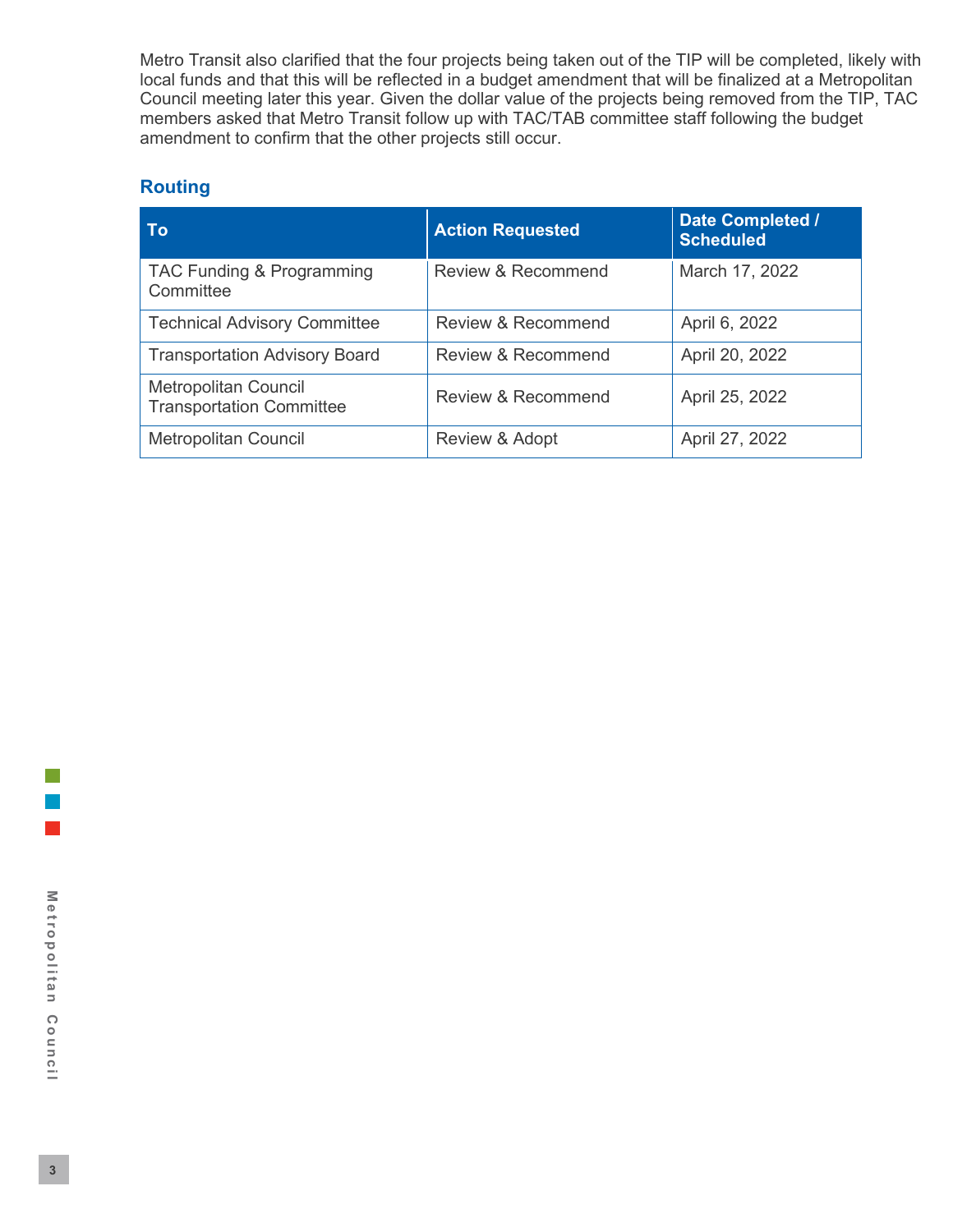Metro Transit also clarified that the four projects being taken out of the TIP will be completed, likely with local funds and that this will be reflected in a budget amendment that will be finalized at a Metropolitan Council meeting later this year. Given the dollar value of the projects being removed from the TIP, TAC members asked that Metro Transit follow up with TAC/TAB committee staff following the budget amendment to confirm that the other projects still occur.

## Routing

| To | Action Requested | Date Completed / Scheduled |
|---|---|---|
| TAC Funding & Programming Committee | Review & Recommend | March 17, 2022 |
| Technical Advisory Committee | Review & Recommend | April 6, 2022 |
| Transportation Advisory Board | Review & Recommend | April 20, 2022 |
| Metropolitan Council Transportation Committee | Review & Recommend | April 25, 2022 |
| Metropolitan Council | Review & Adopt | April 27, 2022 |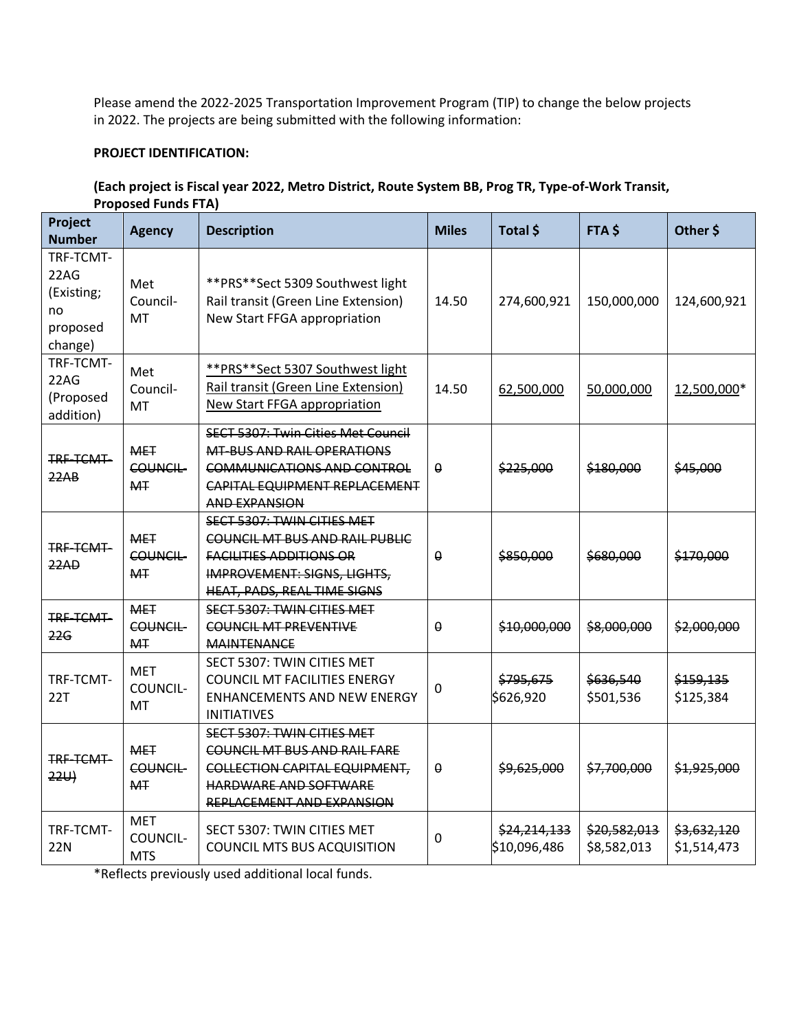Please amend the 2022-2025 Transportation Improvement Program (TIP) to change the below projects in 2022. The projects are being submitted with the following information:

**PROJECT IDENTIFICATION:**

**(Each project is Fiscal year 2022, Metro District, Route System BB, Prog TR, Type-of-Work Transit, Proposed Funds FTA)**

| Project Number | Agency | Description | Miles | Total $ | FTA $ | Other $ |
|---|---|---|---|---|---|---|
| TRF-TCMT-22AG (Existing; no proposed change) | Met Council-MT | **PRS**Sect 5309 Southwest light Rail transit (Green Line Extension) New Start FFGA appropriation | 14.50 | 274,600,921 | 150,000,000 | 124,600,921 |
| TRF-TCMT-22AG (Proposed addition) | Met Council-MT | <u>**PRS**Sect 5307 Southwest light Rail transit (Green Line Extension) New Start FFGA appropriation</u> | 14.50 | <u>62,500,000</u> | <u>50,000,000</u> | <u>12,500,000</u>* |
| ~~TRF-TCMT-22AB~~ | ~~MET COUNCIL-MT~~ | ~~SECT 5307: Twin Cities Met Council MT-BUS AND RAIL OPERATIONS COMMUNICATIONS AND CONTROL CAPITAL EQUIPMENT REPLACEMENT AND EXPANSION~~ | ~~0~~ | ~~$225,000~~ | ~~$180,000~~ | ~~$45,000~~ |
| ~~TRF-TCMT-22AD~~ | ~~MET COUNCIL-MT~~ | ~~SECT 5307: TWIN CITIES MET COUNCIL MT BUS AND RAIL PUBLIC FACILITIES ADDITIONS OR IMPROVEMENT: SIGNS, LIGHTS, HEAT, PADS, REAL TIME SIGNS~~ | ~~0~~ | ~~$850,000~~ | ~~$680,000~~ | ~~$170,000~~ |
| ~~TRF-TCMT-22G~~ | ~~MET COUNCIL-MT~~ | ~~SECT 5307: TWIN CITIES MET COUNCIL MT PREVENTIVE MAINTENANCE~~ | ~~0~~ | ~~$10,000,000~~ | ~~$8,000,000~~ | ~~$2,000,000~~ |
| TRF-TCMT-22T | MET COUNCIL-MT | SECT 5307: TWIN CITIES MET COUNCIL MT FACILITIES ENERGY ENHANCEMENTS AND NEW ENERGY INITIATIVES | 0 | ~~$795,675~~ $626,920 | ~~$636,540~~ $501,536 | ~~$159,135~~ $125,384 |
| ~~TRF-TCMT-22U)~~ | ~~MET COUNCIL-MT~~ | ~~SECT 5307: TWIN CITIES MET COUNCIL MT BUS AND RAIL FARE COLLECTION CAPITAL EQUIPMENT, HARDWARE AND SOFTWARE REPLACEMENT AND EXPANSION~~ | ~~0~~ | ~~$9,625,000~~ | ~~$7,700,000~~ | ~~$1,925,000~~ |
| TRF-TCMT-22N | MET COUNCIL-MTS | SECT 5307: TWIN CITIES MET COUNCIL MTS BUS ACQUISITION | 0 | ~~$24,214,133~~ $10,096,486 | ~~$20,582,013~~ $8,582,013 | ~~$3,632,120~~ $1,514,473 |

*Reflects previously used additional local funds.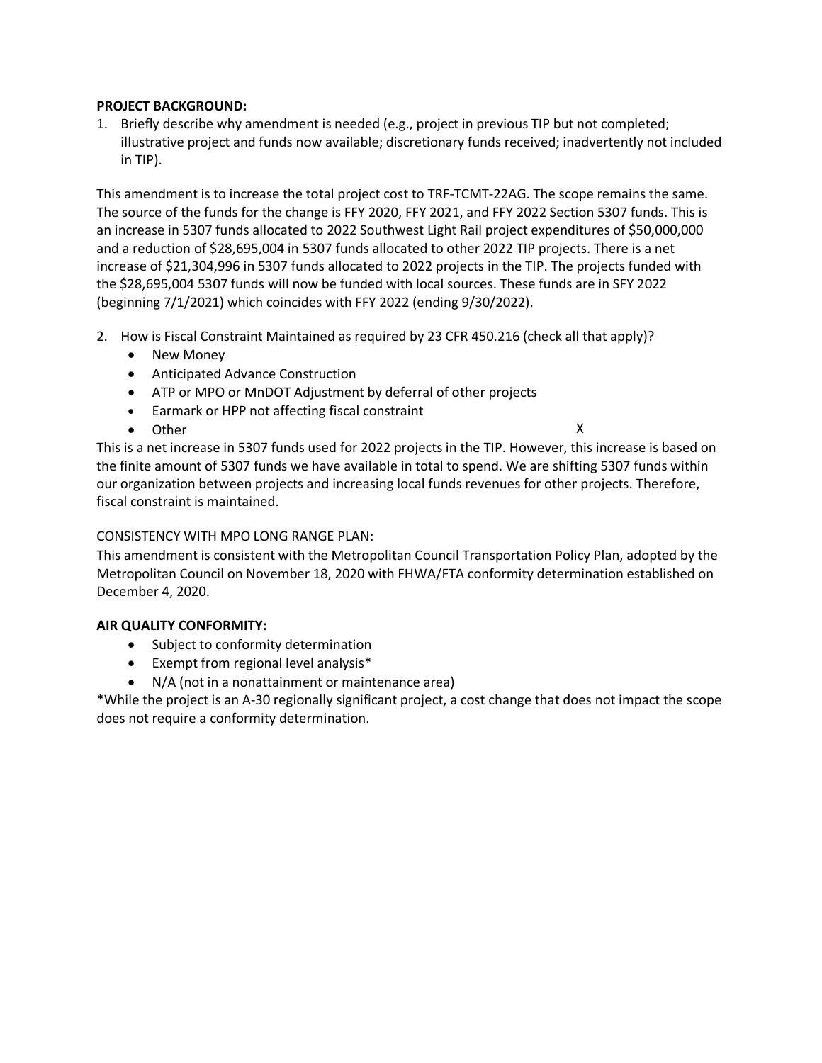**PROJECT BACKGROUND:**

1. Briefly describe why amendment is needed (e.g., project in previous TIP but not completed; illustrative project and funds now available; discretionary funds received; inadvertently not included in TIP).

This amendment is to increase the total project cost to TRF-TCMT-22AG. The scope remains the same. The source of the funds for the change is FFY 2020, FFY 2021, and FFY 2022 Section 5307 funds. This is an increase in 5307 funds allocated to 2022 Southwest Light Rail project expenditures of $50,000,000 and a reduction of $28,695,004 in 5307 funds allocated to other 2022 TIP projects. There is a net increase of $21,304,996 in 5307 funds allocated to 2022 projects in the TIP. The projects funded with the $28,695,004 5307 funds will now be funded with local sources. These funds are in SFY 2022 (beginning 7/1/2021) which coincides with FFY 2022 (ending 9/30/2022).

2. How is Fiscal Constraint Maintained as required by 23 CFR 450.216 (check all that apply)?
   - New Money
   - Anticipated Advance Construction
   - ATP or MPO or MnDOT Adjustment by deferral of other projects
   - Earmark or HPP not affecting fiscal constraint
   - Other X

This is a net increase in 5307 funds used for 2022 projects in the TIP. However, this increase is based on the finite amount of 5307 funds we have available in total to spend. We are shifting 5307 funds within our organization between projects and increasing local funds revenues for other projects. Therefore, fiscal constraint is maintained.

CONSISTENCY WITH MPO LONG RANGE PLAN:

This amendment is consistent with the Metropolitan Council Transportation Policy Plan, adopted by the Metropolitan Council on November 18, 2020 with FHWA/FTA conformity determination established on December 4, 2020.

**AIR QUALITY CONFORMITY:**

- Subject to conformity determination
- Exempt from regional level analysis*
- N/A (not in a nonattainment or maintenance area)

*While the project is an A-30 regionally significant project, a cost change that does not impact the scope does not require a conformity determination.